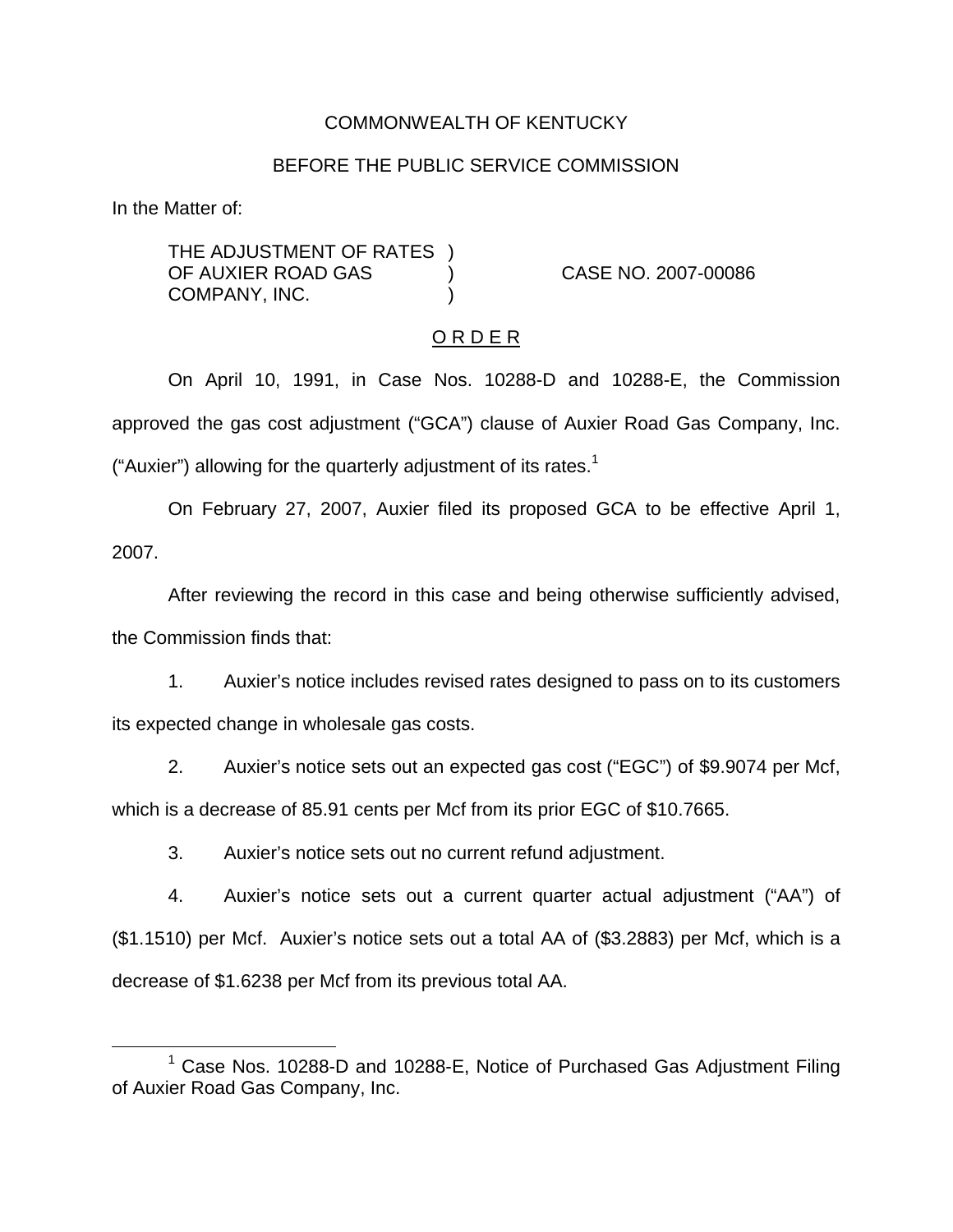COMMONWEALTH OF KENTUCKY

BEFORE THE PUBLIC SERVICE COMMISSION

In the Matter of:

THE ADJUSTMENT OF RATES OF AUXIER ROAD GAS COMPANY, INC. ) CASE NO. 2007-00086

O R D E R

On April 10, 1991, in Case Nos. 10288-D and 10288-E, the Commission approved the gas cost adjustment ("GCA") clause of Auxier Road Gas Company, Inc. ("Auxier") allowing for the quarterly adjustment of its rates.[1]

On February 27, 2007, Auxier filed its proposed GCA to be effective April 1, 2007.

After reviewing the record in this case and being otherwise sufficiently advised, the Commission finds that:

1. Auxier's notice includes revised rates designed to pass on to its customers its expected change in wholesale gas costs.

2. Auxier's notice sets out an expected gas cost ("EGC") of $9.9074 per Mcf, which is a decrease of 85.91 cents per Mcf from its prior EGC of $10.7665.

3. Auxier's notice sets out no current refund adjustment.

4. Auxier's notice sets out a current quarter actual adjustment ("AA") of ($1.1510) per Mcf. Auxier's notice sets out a total AA of ($3.2883) per Mcf, which is a decrease of $1.6238 per Mcf from its previous total AA.

[1] Case Nos. 10288-D and 10288-E, Notice of Purchased Gas Adjustment Filing of Auxier Road Gas Company, Inc.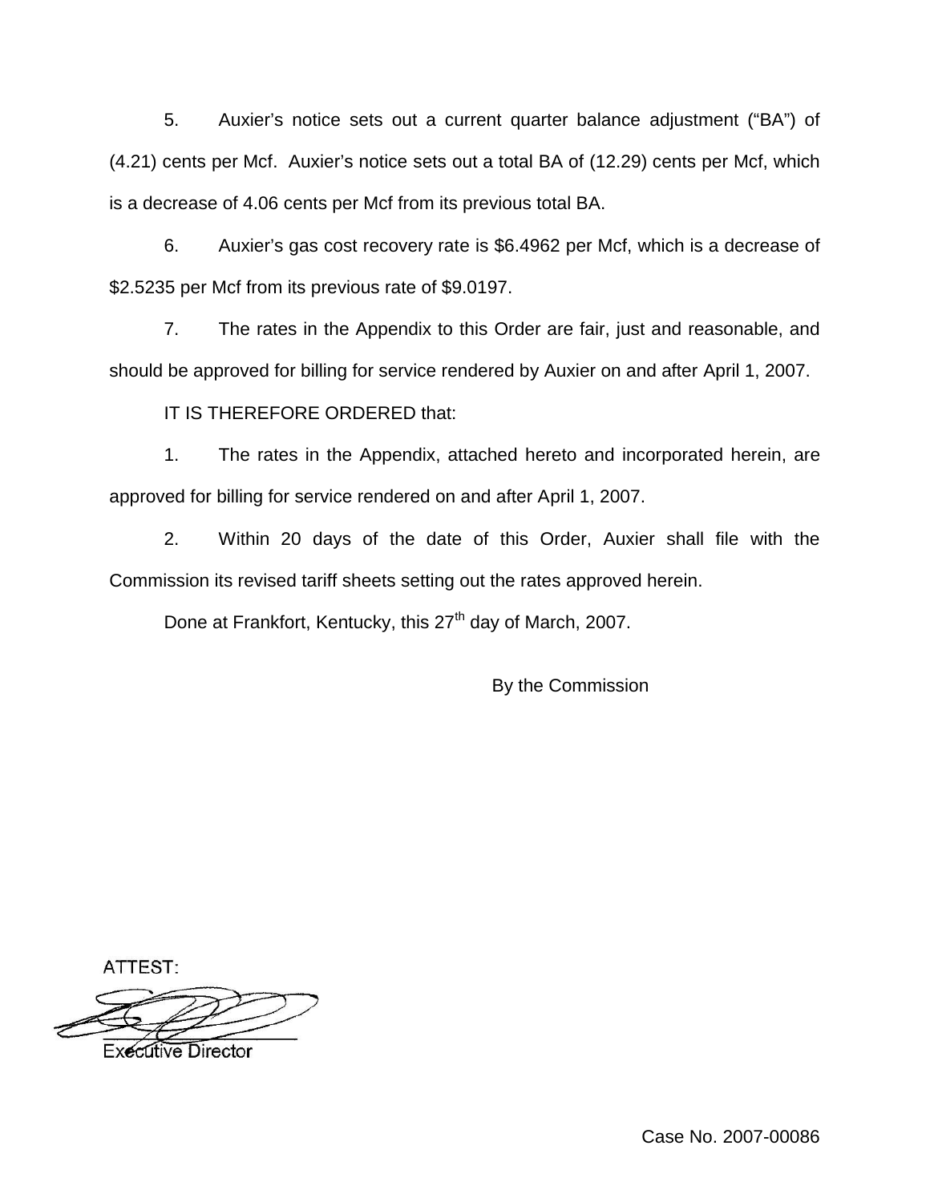5. Auxier's notice sets out a current quarter balance adjustment ("BA") of (4.21) cents per Mcf. Auxier's notice sets out a total BA of (12.29) cents per Mcf, which is a decrease of 4.06 cents per Mcf from its previous total BA.

6. Auxier's gas cost recovery rate is $6.4962 per Mcf, which is a decrease of $2.5235 per Mcf from its previous rate of $9.0197.

7. The rates in the Appendix to this Order are fair, just and reasonable, and should be approved for billing for service rendered by Auxier on and after April 1, 2007.

IT IS THEREFORE ORDERED that:

1. The rates in the Appendix, attached hereto and incorporated herein, are approved for billing for service rendered on and after April 1, 2007.

2. Within 20 days of the date of this Order, Auxier shall file with the Commission its revised tariff sheets setting out the rates approved herein.

Done at Frankfort, Kentucky, this 27th day of March, 2007.

By the Commission

ATTEST:

Executive Director

Case No. 2007-00086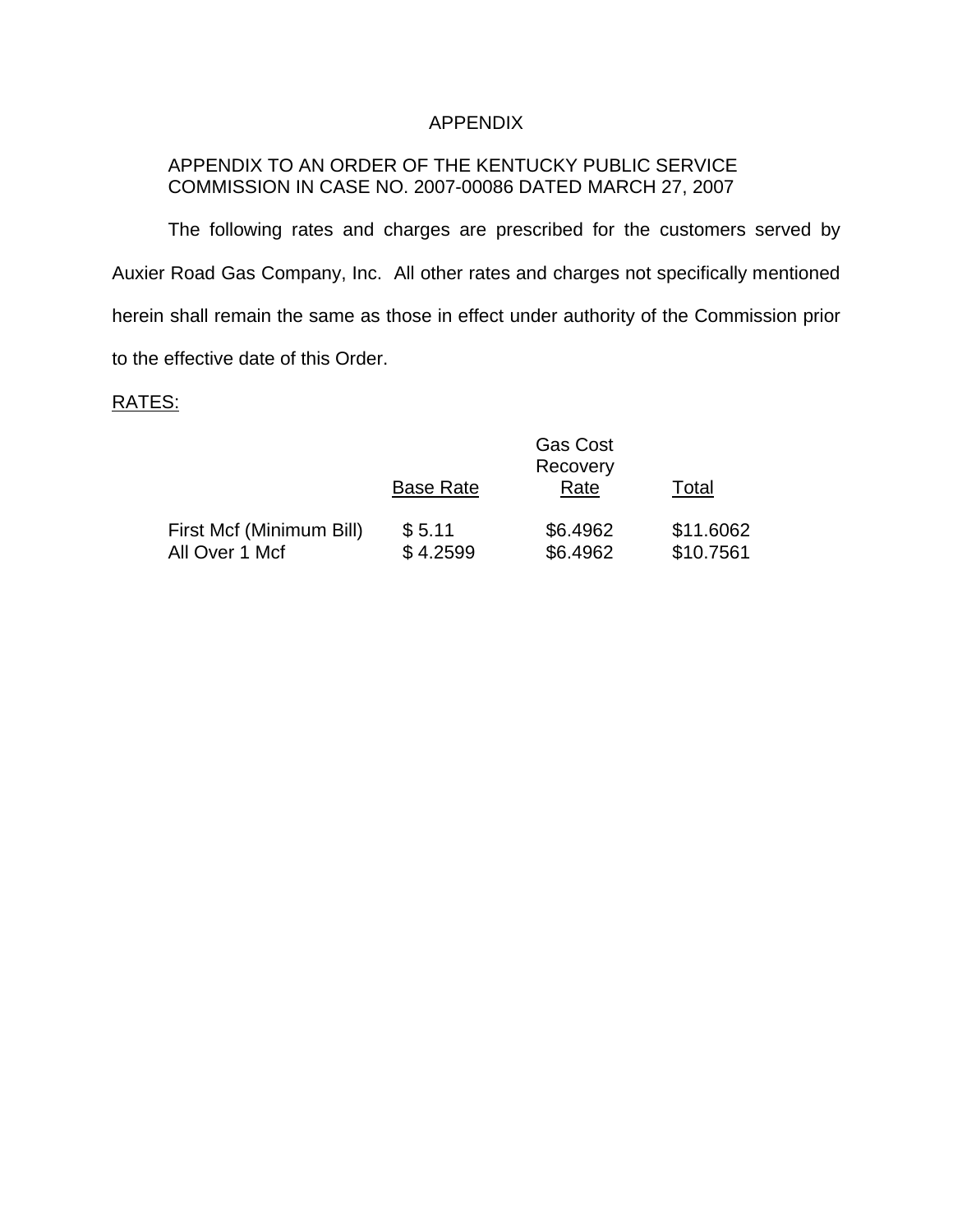# APPENDIX

APPENDIX TO AN ORDER OF THE KENTUCKY PUBLIC SERVICE COMMISSION IN CASE NO. 2007-00086 DATED MARCH 27, 2007

The following rates and charges are prescribed for the customers served by Auxier Road Gas Company, Inc. All other rates and charges not specifically mentioned herein shall remain the same as those in effect under authority of the Commission prior to the effective date of this Order.

RATES:

| | Base Rate | Gas Cost Recovery Rate | Total |
|---|---|---|---|
| First Mcf (Minimum Bill) | $ 5.11 | $6.4962 | $11.6062 |
| All Over 1 Mcf | $ 4.2599 | $6.4962 | $10.7561 |